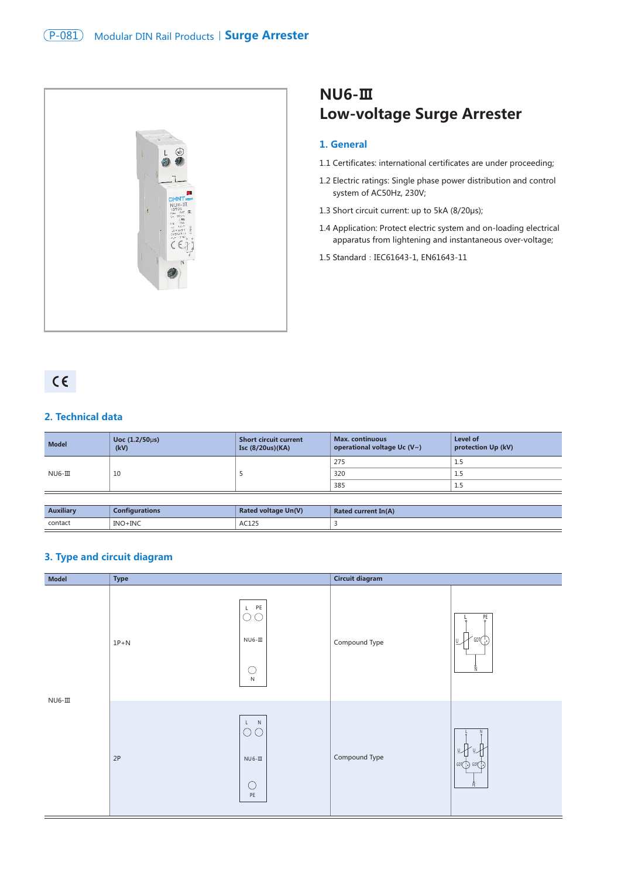# NU6-Ⅲ
# Low-voltage Surge Arrester

## 1. General

1.1 Certificates: international certificates are under proceeding;

1.2 Electric ratings: Single phase power distribution and control system of AC50Hz, 230V;

1.3 Short circuit current: up to 5kA (8/20μs);

1.4 Application: Protect electric system and on-loading electrical apparatus from lightening and instantaneous over-voltage;

1.5 Standard：IEC61643-1, EN61643-11

CE

## 2. Technical data

| Model | Uoc (1.2/50μs) (kV) | Short circuit current Isc (8/20us)(KA) | Max. continuous operational voltage Uc (V~) | Level of protection Up (kV) |
|---|---|---|---|---|
| NU6-Ⅲ | 10 | 5 | 275 | 1.5 |
| | | | 320 | 1.5 |
| | | | 385 | 1.5 |

| Auxiliary | Configurations | Rated voltage Un(V) | Rated current In(A) |
|---|---|---|---|
| contact | INO+INC | AC125 | 3 |

## 3. Type and circuit diagram

| Model | Type | | Circuit diagram | |
|---|---|---|---|---|
| NU6-Ⅲ | 1P+N | L PE / NU6-Ⅲ / N | Compound Type | L PE U GDT N |
| | 2P | L N / NU6-Ⅲ / PE | Compound Type | L N U U GDT GDT PE |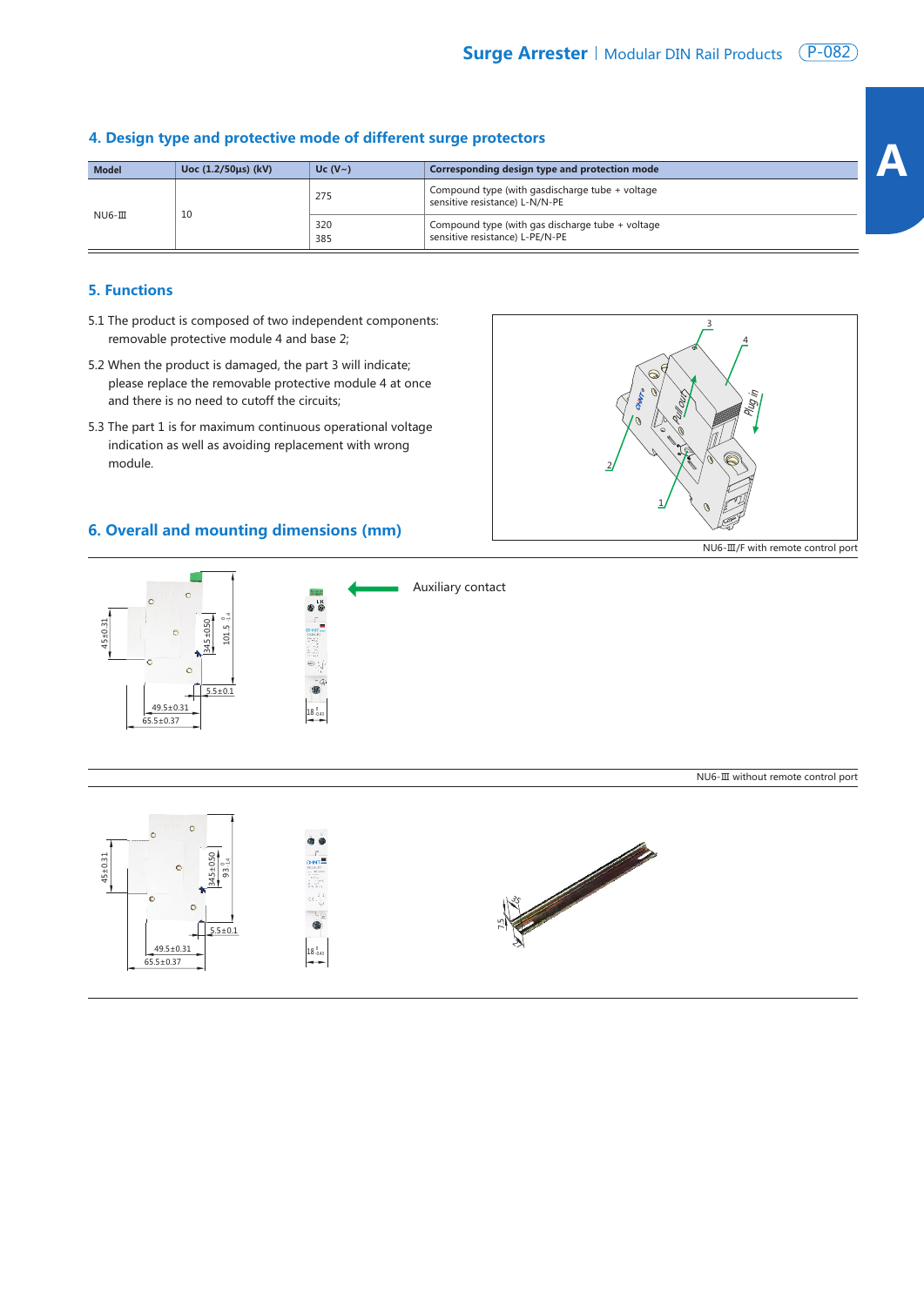## 4. Design type and protective mode of different surge protectors

| Model | Uoc (1.2/50μs) (kV) | Uc (V~) | Corresponding design type and protection mode |
|---|---|---|---|
| NU6-Ⅲ | 10 | 275 | Compound type (with gasdischarge tube + voltage sensitive resistance) L-N/N-PE |
| | | 320<br>385 | Compound type (with gas discharge tube + voltage sensitive resistance) L-PE/N-PE |

## 5. Functions

5.1 The product is composed of two independent components: removable protective module 4 and base 2;

5.2 When the product is damaged, the part 3 will indicate; please replace the removable protective module 4 at once and there is no need to cutoff the circuits;

5.3 The part 1 is for maximum continuous operational voltage indication as well as avoiding replacement with wrong module.

3
4
2
1
Pull out
Plug in

## 6. Overall and mounting dimensions (mm)

NU6-Ⅲ/F with remote control port

45±0.31
34.5±0.50
101.5 $^{0}_{-1.4}$
5.5±0.1
49.5±0.31
65.5±0.37
18 $^{0}_{-0.43}$

Auxiliary contact

NU6-Ⅲ without remote control port

45±0.31
34.5±0.50
93 $^{0}_{-1.4}$
5.5±0.1
49.5±0.31
65.5±0.37
18 $^{0}_{-0.43}$

35
7.5